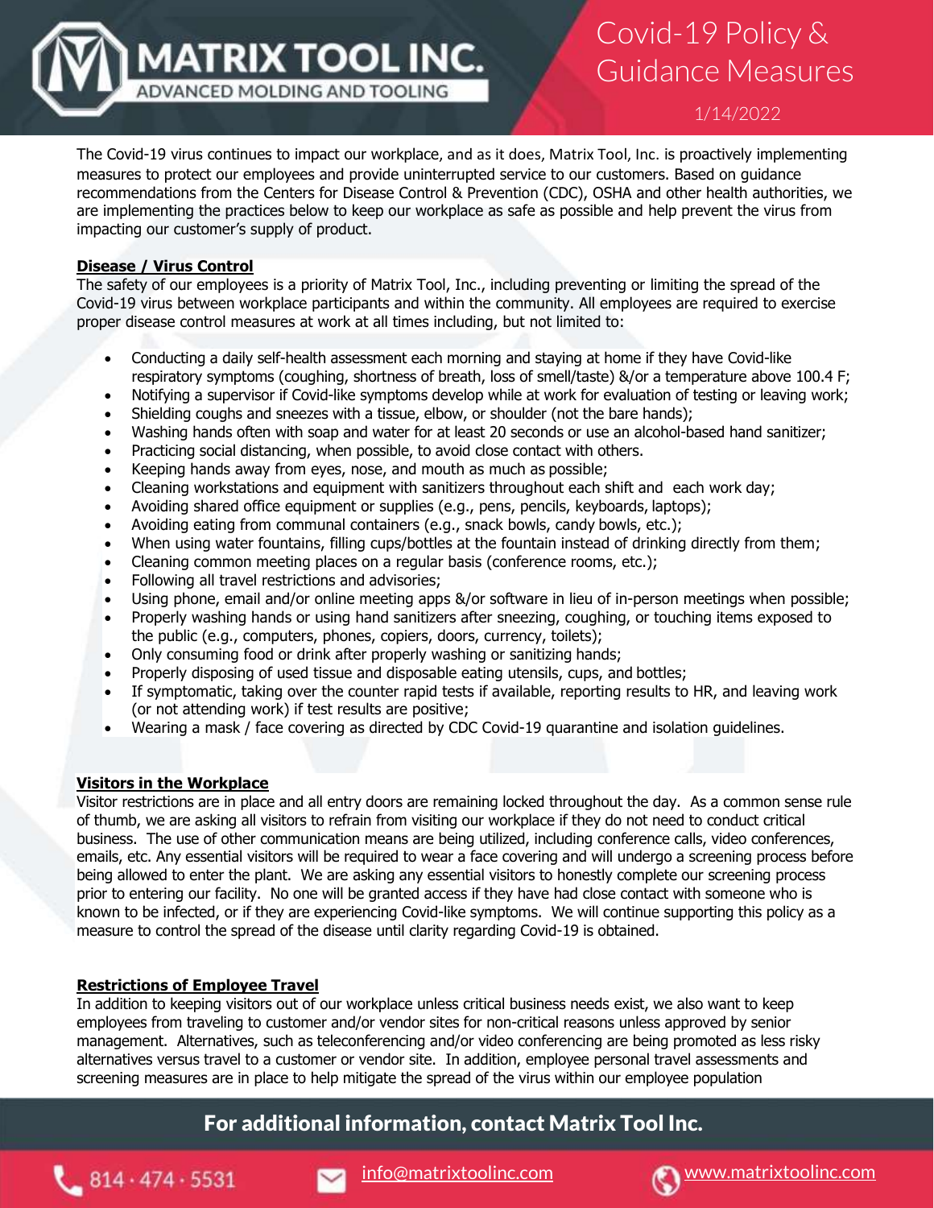# MATRIX TOOL INC.

ADVANCED MOLDING AND TOOLING

# Covid-19 Policy & Guidance Measures

1/14/2022

The Covid-19 virus continues to impact our workplace, and as it does, Matrix Tool, Inc. is proactively implementing measures to protect our employees and provide uninterrupted service to our customers. Based on guidance recommendations from the Centers for Disease Control & Prevention (CDC), OSHA and other health authorities, we are implementing the practices below to keep our workplace as safe as possible and help prevent the virus from impacting our customer's supply of product.

## Disease / Virus Control

The safety of our employees is a priority of Matrix Tool, Inc., including preventing or limiting the spread of the Covid-19 virus between workplace participants and within the community. All employees are required to exercise proper disease control measures at work at all times including, but not limited to:

- Conducting a daily self-health assessment each morning and staying at home if they have Covid-like respiratory symptoms (coughing, shortness of breath, loss of smell/taste) &/or a temperature above 100.4 F;
- Notifying a supervisor if Covid-like symptoms develop while at work for evaluation of testing or leaving work;
- Shielding coughs and sneezes with a tissue, elbow, or shoulder (not the bare hands);
- Washing hands often with soap and water for at least 20 seconds or use an alcohol-based hand sanitizer;
- Practicing social distancing, when possible, to avoid close contact with others.
- Keeping hands away from eyes, nose, and mouth as much as possible;
- Cleaning workstations and equipment with sanitizers throughout each shift and each work day;
- Avoiding shared office equipment or supplies (e.g., pens, pencils, keyboards, laptops);
- Avoiding eating from communal containers (e.g., snack bowls, candy bowls, etc.);
- When using water fountains, filling cups/bottles at the fountain instead of drinking directly from them;
- Cleaning common meeting places on a regular basis (conference rooms, etc.);
- Following all travel restrictions and advisories;
- Using phone, email and/or online meeting apps &/or software in lieu of in-person meetings when possible;
- Properly washing hands or using hand sanitizers after sneezing, coughing, or touching items exposed to the public (e.g., computers, phones, copiers, doors, currency, toilets);
- Only consuming food or drink after properly washing or sanitizing hands;
- Properly disposing of used tissue and disposable eating utensils, cups, and bottles;
- If symptomatic, taking over the counter rapid tests if available, reporting results to HR, and leaving work (or not attending work) if test results are positive;
- Wearing a mask / face covering as directed by CDC Covid-19 quarantine and isolation guidelines.

## Visitors in the Workplace

Visitor restrictions are in place and all entry doors are remaining locked throughout the day. As a common sense rule of thumb, we are asking all visitors to refrain from visiting our workplace if they do not need to conduct critical business. The use of other communication means are being utilized, including conference calls, video conferences, emails, etc. Any essential visitors will be required to wear a face covering and will undergo a screening process before being allowed to enter the plant. We are asking any essential visitors to honestly complete our screening process prior to entering our facility. No one will be granted access if they have had close contact with someone who is known to be infected, or if they are experiencing Covid-like symptoms. We will continue supporting this policy as a measure to control the spread of the disease until clarity regarding Covid-19 is obtained.

## Restrictions of Employee Travel

In addition to keeping visitors out of our workplace unless critical business needs exist, we also want to keep employees from traveling to customer and/or vendor sites for non-critical reasons unless approved by senior management. Alternatives, such as teleconferencing and/or video conferencing are being promoted as less risky alternatives versus travel to a customer or vendor site. In addition, employee personal travel assessments and screening measures are in place to help mitigate the spread of the virus within our employee population

**For additional information, contact Matrix Tool Inc.**

814 · 474 · 5531 | info@matrixtoolinc.com | www.matrixtoolinc.com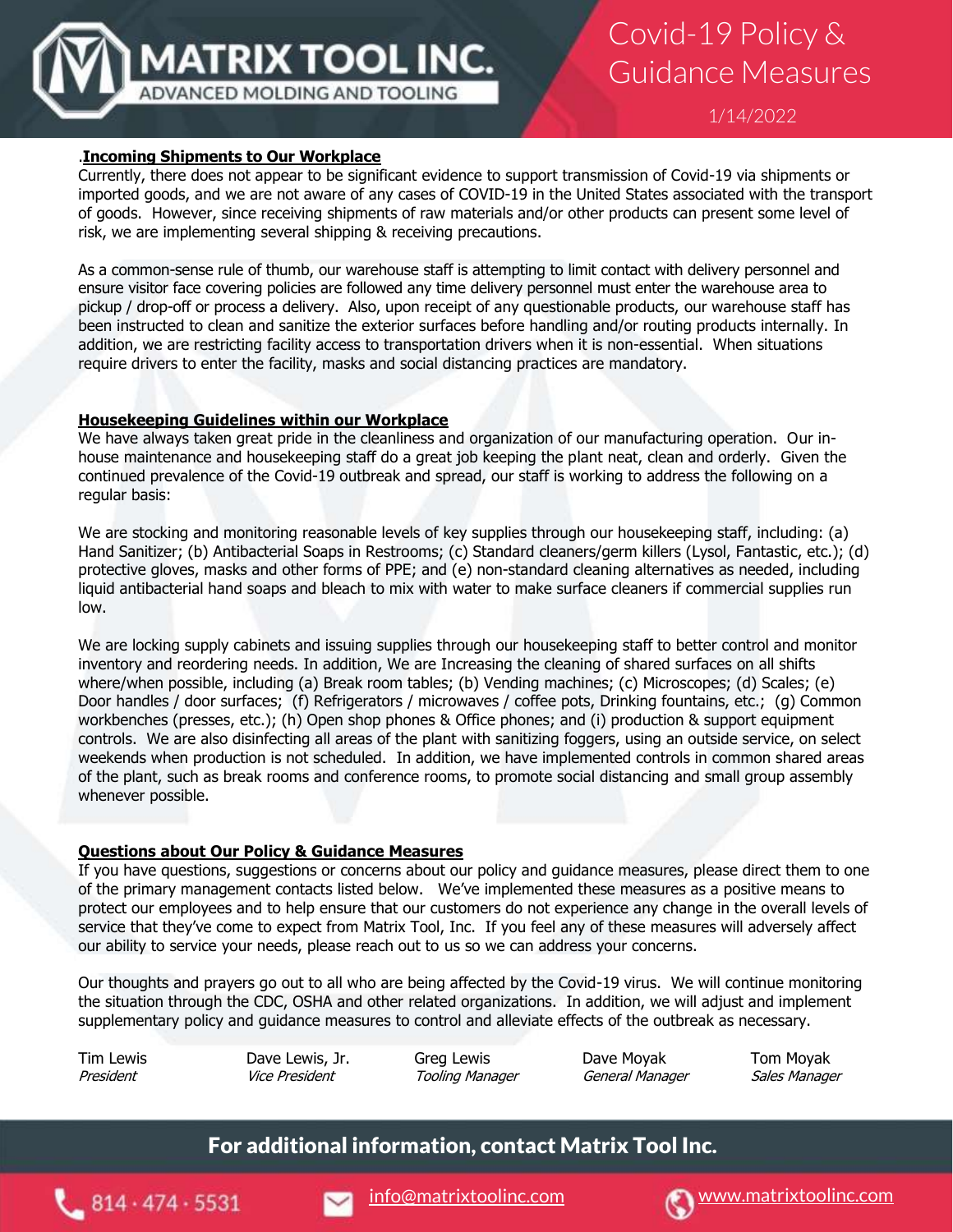.**Incoming Shipments to Our Workplace**

Currently, there does not appear to be significant evidence to support transmission of Covid-19 via shipments or imported goods, and we are not aware of any cases of COVID-19 in the United States associated with the transport of goods. However, since receiving shipments of raw materials and/or other products can present some level of risk, we are implementing several shipping & receiving precautions.

As a common-sense rule of thumb, our warehouse staff is attempting to limit contact with delivery personnel and ensure visitor face covering policies are followed any time delivery personnel must enter the warehouse area to pickup / drop-off or process a delivery. Also, upon receipt of any questionable products, our warehouse staff has been instructed to clean and sanitize the exterior surfaces before handling and/or routing products internally. In addition, we are restricting facility access to transportation drivers when it is non-essential. When situations require drivers to enter the facility, masks and social distancing practices are mandatory.

**Housekeeping Guidelines within our Workplace**

We have always taken great pride in the cleanliness and organization of our manufacturing operation. Our in-house maintenance and housekeeping staff do a great job keeping the plant neat, clean and orderly. Given the continued prevalence of the Covid-19 outbreak and spread, our staff is working to address the following on a regular basis:

We are stocking and monitoring reasonable levels of key supplies through our housekeeping staff, including: (a) Hand Sanitizer; (b) Antibacterial Soaps in Restrooms; (c) Standard cleaners/germ killers (Lysol, Fantastic, etc.); (d) protective gloves, masks and other forms of PPE; and (e) non-standard cleaning alternatives as needed, including liquid antibacterial hand soaps and bleach to mix with water to make surface cleaners if commercial supplies run low.

We are locking supply cabinets and issuing supplies through our housekeeping staff to better control and monitor inventory and reordering needs. In addition, We are Increasing the cleaning of shared surfaces on all shifts where/when possible, including (a) Break room tables; (b) Vending machines; (c) Microscopes; (d) Scales; (e) Door handles / door surfaces; (f) Refrigerators / microwaves / coffee pots, Drinking fountains, etc.; (g) Common workbenches (presses, etc.); (h) Open shop phones & Office phones; and (i) production & support equipment controls. We are also disinfecting all areas of the plant with sanitizing foggers, using an outside service, on select weekends when production is not scheduled. In addition, we have implemented controls in common shared areas of the plant, such as break rooms and conference rooms, to promote social distancing and small group assembly whenever possible.

**Questions about Our Policy & Guidance Measures**

If you have questions, suggestions or concerns about our policy and guidance measures, please direct them to one of the primary management contacts listed below. We've implemented these measures as a positive means to protect our employees and to help ensure that our customers do not experience any change in the overall levels of service that they've come to expect from Matrix Tool, Inc. If you feel any of these measures will adversely affect our ability to service your needs, please reach out to us so we can address your concerns.

Our thoughts and prayers go out to all who are being affected by the Covid-19 virus. We will continue monitoring the situation through the CDC, OSHA and other related organizations. In addition, we will adjust and implement supplementary policy and guidance measures to control and alleviate effects of the outbreak as necessary.

| | | | | |
|---|---|---|---|---|
| Tim Lewis<br>*President* | Dave Lewis, Jr.<br>*Vice President* | Greg Lewis<br>*Tooling Manager* | Dave Moyak<br>*General Manager* | Tom Moyak<br>*Sales Manager* |

**For additional information, contact Matrix Tool Inc.**

814 · 474 · 5531 info@matrixtoolinc.com www.matrixtoolinc.com